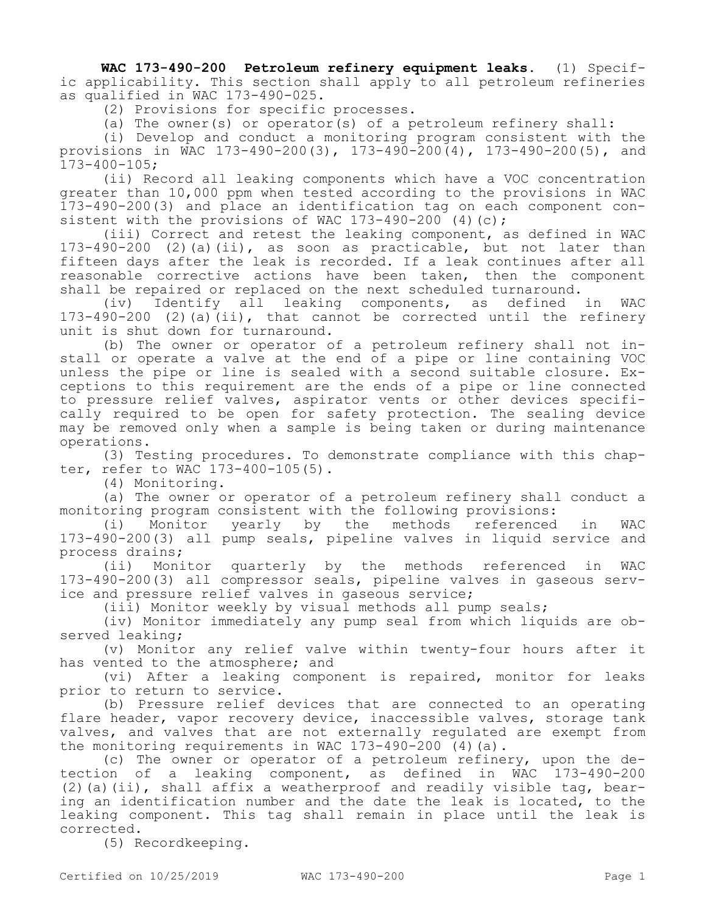**WAC 173-490-200 Petroleum refinery equipment leaks.** (1) Specific applicability. This section shall apply to all petroleum refineries as qualified in WAC 173-490-025.

(2) Provisions for specific processes.

(a) The owner(s) or operator(s) of a petroleum refinery shall:

(i) Develop and conduct a monitoring program consistent with the provisions in WAC 173-490-200(3), 173-490-200(4), 173-490-200(5), and 173-400-105;

(ii) Record all leaking components which have a VOC concentration greater than 10,000 ppm when tested according to the provisions in WAC 173-490-200(3) and place an identification tag on each component consistent with the provisions of WAC 173-490-200 (4)(c);

(iii) Correct and retest the leaking component, as defined in WAC 173-490-200 (2)(a)(ii), as soon as practicable, but not later than fifteen days after the leak is recorded. If a leak continues after all reasonable corrective actions have been taken, then the component shall be repaired or replaced on the next scheduled turnaround.

(iv) Identify all leaking components, as defined in WAC 173-490-200 (2)(a)(ii), that cannot be corrected until the refinery unit is shut down for turnaround.

(b) The owner or operator of a petroleum refinery shall not install or operate a valve at the end of a pipe or line containing VOC unless the pipe or line is sealed with a second suitable closure. Exceptions to this requirement are the ends of a pipe or line connected to pressure relief valves, aspirator vents or other devices specifically required to be open for safety protection. The sealing device may be removed only when a sample is being taken or during maintenance operations.

(3) Testing procedures. To demonstrate compliance with this chapter, refer to WAC 173-400-105(5).

(4) Monitoring.

(a) The owner or operator of a petroleum refinery shall conduct a monitoring program consistent with the following provisions:

(i) Monitor yearly by the methods referenced in WAC 173-490-200(3) all pump seals, pipeline valves in liquid service and process drains;

(ii) Monitor quarterly by the methods referenced in WAC 173-490-200(3) all compressor seals, pipeline valves in gaseous service and pressure relief valves in gaseous service;

(iii) Monitor weekly by visual methods all pump seals;

(iv) Monitor immediately any pump seal from which liquids are observed leaking;

(v) Monitor any relief valve within twenty-four hours after it has vented to the atmosphere; and

(vi) After a leaking component is repaired, monitor for leaks prior to return to service.

(b) Pressure relief devices that are connected to an operating flare header, vapor recovery device, inaccessible valves, storage tank valves, and valves that are not externally regulated are exempt from the monitoring requirements in WAC 173-490-200 (4)(a).

(c) The owner or operator of a petroleum refinery, upon the detection of a leaking component, as defined in WAC 173-490-200 (2)(a)(ii), shall affix a weatherproof and readily visible tag, bearing an identification number and the date the leak is located, to the leaking component. This tag shall remain in place until the leak is corrected.

(5) Recordkeeping.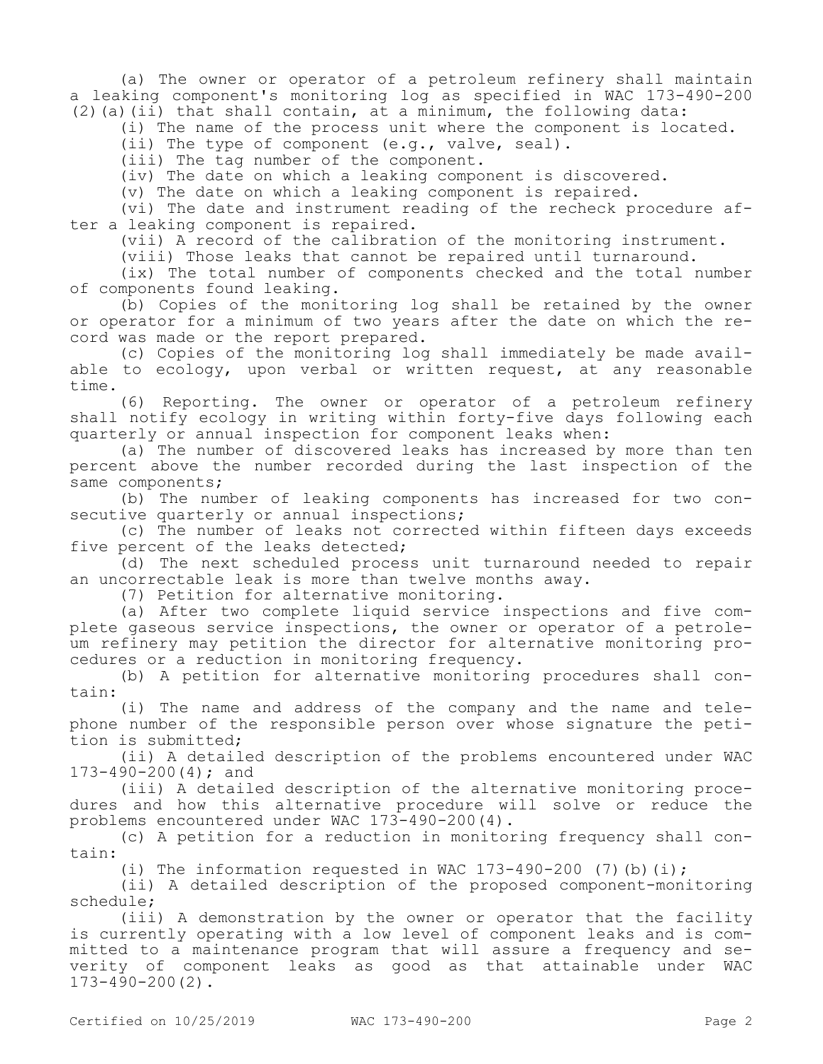(a) The owner or operator of a petroleum refinery shall maintain a leaking component's monitoring log as specified in WAC 173-490-200 (2)(a)(ii) that shall contain, at a minimum, the following data:

(i) The name of the process unit where the component is located.

(ii) The type of component (e.g., valve, seal).

(iii) The tag number of the component.

(iv) The date on which a leaking component is discovered.

(v) The date on which a leaking component is repaired.

(vi) The date and instrument reading of the recheck procedure after a leaking component is repaired.

(vii) A record of the calibration of the monitoring instrument.

(viii) Those leaks that cannot be repaired until turnaround.

(ix) The total number of components checked and the total number of components found leaking.

(b) Copies of the monitoring log shall be retained by the owner or operator for a minimum of two years after the date on which the record was made or the report prepared.

(c) Copies of the monitoring log shall immediately be made available to ecology, upon verbal or written request, at any reasonable time.

(6) Reporting. The owner or operator of a petroleum refinery shall notify ecology in writing within forty-five days following each quarterly or annual inspection for component leaks when:

(a) The number of discovered leaks has increased by more than ten percent above the number recorded during the last inspection of the same components;

(b) The number of leaking components has increased for two consecutive quarterly or annual inspections;

(c) The number of leaks not corrected within fifteen days exceeds five percent of the leaks detected;

(d) The next scheduled process unit turnaround needed to repair an uncorrectable leak is more than twelve months away.

(7) Petition for alternative monitoring.

(a) After two complete liquid service inspections and five complete gaseous service inspections, the owner or operator of a petroleum refinery may petition the director for alternative monitoring procedures or a reduction in monitoring frequency.

(b) A petition for alternative monitoring procedures shall contain:

(i) The name and address of the company and the name and telephone number of the responsible person over whose signature the petition is submitted;

(ii) A detailed description of the problems encountered under WAC 173-490-200(4); and

(iii) A detailed description of the alternative monitoring procedures and how this alternative procedure will solve or reduce the problems encountered under WAC 173-490-200(4).

(c) A petition for a reduction in monitoring frequency shall contain:

(i) The information requested in WAC 173-490-200 (7)(b)(i);

(ii) A detailed description of the proposed component-monitoring schedule;

(iii) A demonstration by the owner or operator that the facility is currently operating with a low level of component leaks and is committed to a maintenance program that will assure a frequency and severity of component leaks as good as that attainable under WAC 173-490-200(2).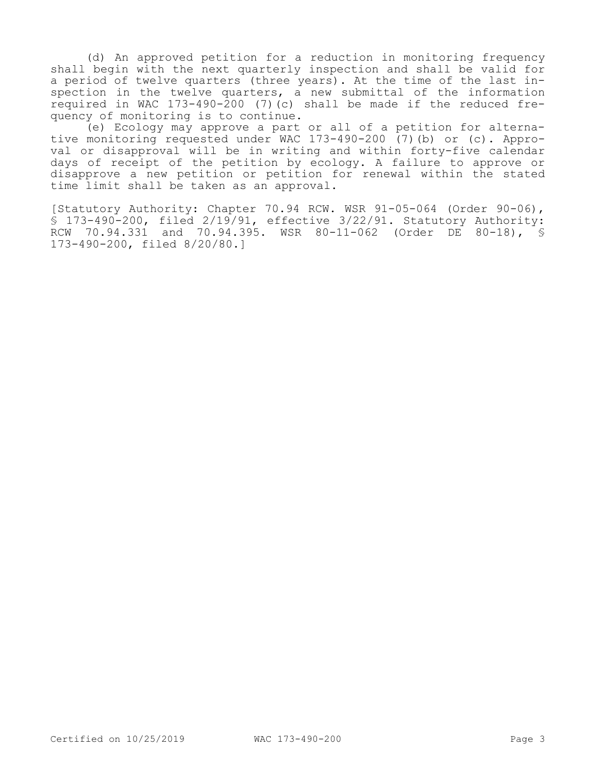(d) An approved petition for a reduction in monitoring frequency shall begin with the next quarterly inspection and shall be valid for a period of twelve quarters (three years). At the time of the last inspection in the twelve quarters, a new submittal of the information required in WAC 173-490-200 (7)(c) shall be made if the reduced frequency of monitoring is to continue.

(e) Ecology may approve a part or all of a petition for alternative monitoring requested under WAC 173-490-200 (7)(b) or (c). Approval or disapproval will be in writing and within forty-five calendar days of receipt of the petition by ecology. A failure to approve or disapprove a new petition or petition for renewal within the stated time limit shall be taken as an approval.

[Statutory Authority: Chapter 70.94 RCW. WSR 91-05-064 (Order 90-06), § 173-490-200, filed 2/19/91, effective 3/22/91. Statutory Authority: RCW 70.94.331 and 70.94.395. WSR 80-11-062 (Order DE 80-18), § 173-490-200, filed 8/20/80.]